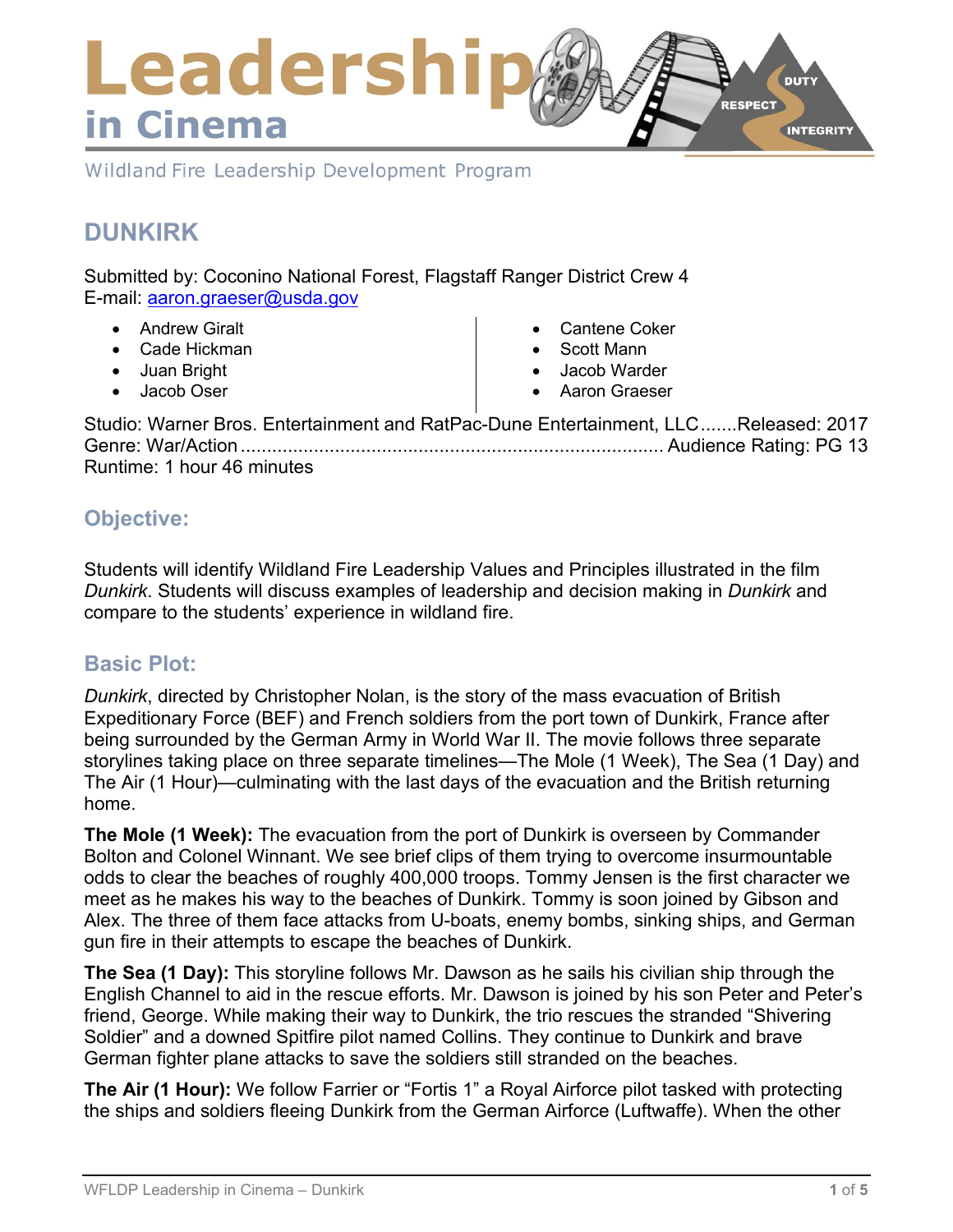# Leadership in Cinema

Wildland Fire Leadership Development Program

## DUNKIRK

Submitted by: Coconino National Forest, Flagstaff Ranger District Crew 4
E-mail: aaron.graeser@usda.gov

- Andrew Giralt
- Cade Hickman
- Juan Bright
- Jacob Oser
- Cantene Coker
- Scott Mann
- Jacob Warder
- Aaron Graeser

Studio: Warner Bros. Entertainment and RatPac-Dune Entertainment, LLC.......Released: 2017
Genre: War/Action ................................................................................ Audience Rating: PG 13
Runtime: 1 hour 46 minutes

### Objective:

Students will identify Wildland Fire Leadership Values and Principles illustrated in the film *Dunkirk*. Students will discuss examples of leadership and decision making in *Dunkirk* and compare to the students' experience in wildland fire.

### Basic Plot:

*Dunkirk*, directed by Christopher Nolan, is the story of the mass evacuation of British Expeditionary Force (BEF) and French soldiers from the port town of Dunkirk, France after being surrounded by the German Army in World War II. The movie follows three separate storylines taking place on three separate timelines—The Mole (1 Week), The Sea (1 Day) and The Air (1 Hour)—culminating with the last days of the evacuation and the British returning home.

**The Mole (1 Week):** The evacuation from the port of Dunkirk is overseen by Commander Bolton and Colonel Winnant. We see brief clips of them trying to overcome insurmountable odds to clear the beaches of roughly 400,000 troops. Tommy Jensen is the first character we meet as he makes his way to the beaches of Dunkirk. Tommy is soon joined by Gibson and Alex. The three of them face attacks from U-boats, enemy bombs, sinking ships, and German gun fire in their attempts to escape the beaches of Dunkirk.

**The Sea (1 Day):** This storyline follows Mr. Dawson as he sails his civilian ship through the English Channel to aid in the rescue efforts. Mr. Dawson is joined by his son Peter and Peter's friend, George. While making their way to Dunkirk, the trio rescues the stranded "Shivering Soldier" and a downed Spitfire pilot named Collins. They continue to Dunkirk and brave German fighter plane attacks to save the soldiers still stranded on the beaches.

**The Air (1 Hour):** We follow Farrier or "Fortis 1" a Royal Airforce pilot tasked with protecting the ships and soldiers fleeing Dunkirk from the German Airforce (Luftwaffe). When the other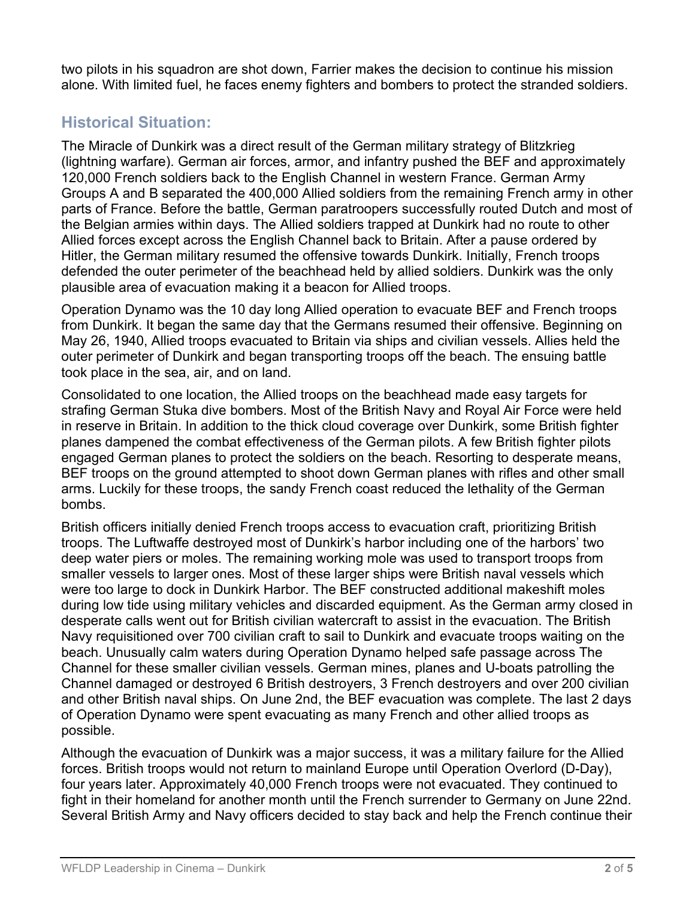two pilots in his squadron are shot down, Farrier makes the decision to continue his mission alone. With limited fuel, he faces enemy fighters and bombers to protect the stranded soldiers.

## Historical Situation:

The Miracle of Dunkirk was a direct result of the German military strategy of Blitzkrieg (lightning warfare). German air forces, armor, and infantry pushed the BEF and approximately 120,000 French soldiers back to the English Channel in western France. German Army Groups A and B separated the 400,000 Allied soldiers from the remaining French army in other parts of France. Before the battle, German paratroopers successfully routed Dutch and most of the Belgian armies within days. The Allied soldiers trapped at Dunkirk had no route to other Allied forces except across the English Channel back to Britain. After a pause ordered by Hitler, the German military resumed the offensive towards Dunkirk. Initially, French troops defended the outer perimeter of the beachhead held by allied soldiers. Dunkirk was the only plausible area of evacuation making it a beacon for Allied troops.

Operation Dynamo was the 10 day long Allied operation to evacuate BEF and French troops from Dunkirk. It began the same day that the Germans resumed their offensive. Beginning on May 26, 1940, Allied troops evacuated to Britain via ships and civilian vessels. Allies held the outer perimeter of Dunkirk and began transporting troops off the beach. The ensuing battle took place in the sea, air, and on land.

Consolidated to one location, the Allied troops on the beachhead made easy targets for strafing German Stuka dive bombers. Most of the British Navy and Royal Air Force were held in reserve in Britain. In addition to the thick cloud coverage over Dunkirk, some British fighter planes dampened the combat effectiveness of the German pilots. A few British fighter pilots engaged German planes to protect the soldiers on the beach. Resorting to desperate means, BEF troops on the ground attempted to shoot down German planes with rifles and other small arms. Luckily for these troops, the sandy French coast reduced the lethality of the German bombs.

British officers initially denied French troops access to evacuation craft, prioritizing British troops. The Luftwaffe destroyed most of Dunkirk's harbor including one of the harbors' two deep water piers or moles. The remaining working mole was used to transport troops from smaller vessels to larger ones. Most of these larger ships were British naval vessels which were too large to dock in Dunkirk Harbor. The BEF constructed additional makeshift moles during low tide using military vehicles and discarded equipment. As the German army closed in desperate calls went out for British civilian watercraft to assist in the evacuation. The British Navy requisitioned over 700 civilian craft to sail to Dunkirk and evacuate troops waiting on the beach. Unusually calm waters during Operation Dynamo helped safe passage across The Channel for these smaller civilian vessels. German mines, planes and U-boats patrolling the Channel damaged or destroyed 6 British destroyers, 3 French destroyers and over 200 civilian and other British naval ships. On June 2nd, the BEF evacuation was complete. The last 2 days of Operation Dynamo were spent evacuating as many French and other allied troops as possible.

Although the evacuation of Dunkirk was a major success, it was a military failure for the Allied forces. British troops would not return to mainland Europe until Operation Overlord (D-Day), four years later. Approximately 40,000 French troops were not evacuated. They continued to fight in their homeland for another month until the French surrender to Germany on June 22nd. Several British Army and Navy officers decided to stay back and help the French continue their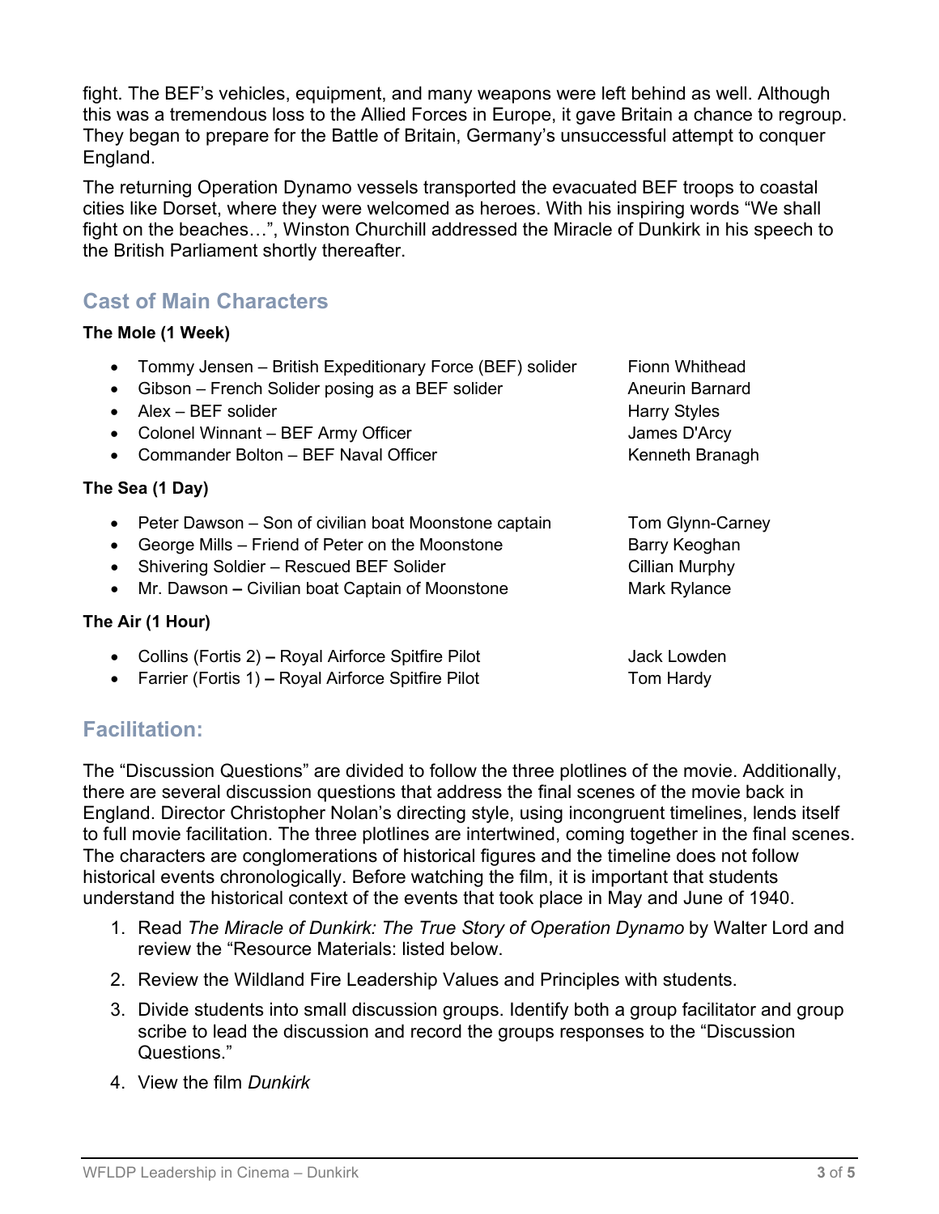fight. The BEF's vehicles, equipment, and many weapons were left behind as well. Although this was a tremendous loss to the Allied Forces in Europe, it gave Britain a chance to regroup. They began to prepare for the Battle of Britain, Germany's unsuccessful attempt to conquer England.

The returning Operation Dynamo vessels transported the evacuated BEF troops to coastal cities like Dorset, where they were welcomed as heroes. With his inspiring words "We shall fight on the beaches…", Winston Churchill addressed the Miracle of Dunkirk in his speech to the British Parliament shortly thereafter.

## Cast of Main Characters

**The Mole (1 Week)**

- Tommy Jensen – British Expeditionary Force (BEF) solider — Fionn Whithead
- Gibson – French Solider posing as a BEF solider — Aneurin Barnard
- Alex – BEF solider — Harry Styles
- Colonel Winnant – BEF Army Officer — James D'Arcy
- Commander Bolton – BEF Naval Officer — Kenneth Branagh

**The Sea (1 Day)**

- Peter Dawson – Son of civilian boat Moonstone captain — Tom Glynn-Carney
- George Mills – Friend of Peter on the Moonstone — Barry Keoghan
- Shivering Soldier – Rescued BEF Solider — Cillian Murphy
- Mr. Dawson **–** Civilian boat Captain of Moonstone — Mark Rylance

**The Air (1 Hour)**

- Collins (Fortis 2) **–** Royal Airforce Spitfire Pilot — Jack Lowden
- Farrier (Fortis 1) **–** Royal Airforce Spitfire Pilot — Tom Hardy

## Facilitation:

The "Discussion Questions" are divided to follow the three plotlines of the movie. Additionally, there are several discussion questions that address the final scenes of the movie back in England. Director Christopher Nolan's directing style, using incongruent timelines, lends itself to full movie facilitation. The three plotlines are intertwined, coming together in the final scenes. The characters are conglomerations of historical figures and the timeline does not follow historical events chronologically. Before watching the film, it is important that students understand the historical context of the events that took place in May and June of 1940.

1. Read *The Miracle of Dunkirk: The True Story of Operation Dynamo* by Walter Lord and review the "Resource Materials: listed below.
2. Review the Wildland Fire Leadership Values and Principles with students.
3. Divide students into small discussion groups. Identify both a group facilitator and group scribe to lead the discussion and record the groups responses to the "Discussion Questions."
4. View the film *Dunkirk*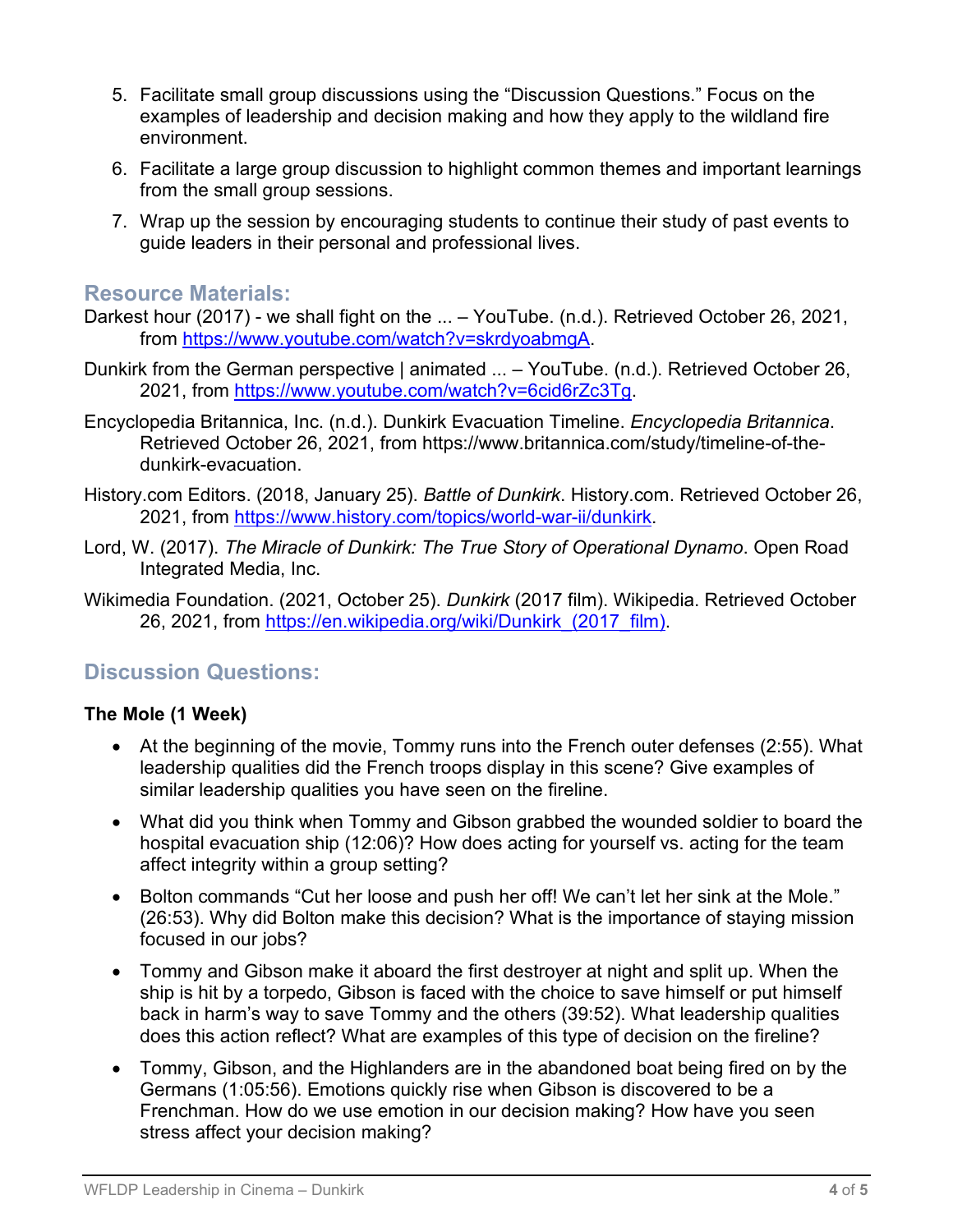5. Facilitate small group discussions using the "Discussion Questions." Focus on the examples of leadership and decision making and how they apply to the wildland fire environment.

6. Facilitate a large group discussion to highlight common themes and important learnings from the small group sessions.

7. Wrap up the session by encouraging students to continue their study of past events to guide leaders in their personal and professional lives.

## Resource Materials:

Darkest hour (2017) - we shall fight on the ... – YouTube. (n.d.). Retrieved October 26, 2021, from [https://www.youtube.com/watch?v=skrdyoabmgA](https://www.youtube.com/watch?v=skrdyoabmgA).

Dunkirk from the German perspective | animated ... – YouTube. (n.d.). Retrieved October 26, 2021, from [https://www.youtube.com/watch?v=6cid6rZc3Tg](https://www.youtube.com/watch?v=6cid6rZc3Tg).

Encyclopedia Britannica, Inc. (n.d.). Dunkirk Evacuation Timeline. *Encyclopedia Britannica*. Retrieved October 26, 2021, from https://www.britannica.com/study/timeline-of-the-dunkirk-evacuation.

History.com Editors. (2018, January 25). *Battle of Dunkirk*. History.com. Retrieved October 26, 2021, from [https://www.history.com/topics/world-war-ii/dunkirk](https://www.history.com/topics/world-war-ii/dunkirk).

Lord, W. (2017). *The Miracle of Dunkirk: The True Story of Operational Dynamo*. Open Road Integrated Media, Inc.

Wikimedia Foundation. (2021, October 25). *Dunkirk* (2017 film). Wikipedia. Retrieved October 26, 2021, from [https://en.wikipedia.org/wiki/Dunkirk_(2017_film)](https://en.wikipedia.org/wiki/Dunkirk_(2017_film)).

## Discussion Questions:

**The Mole (1 Week)**

- At the beginning of the movie, Tommy runs into the French outer defenses (2:55). What leadership qualities did the French troops display in this scene? Give examples of similar leadership qualities you have seen on the fireline.
- What did you think when Tommy and Gibson grabbed the wounded soldier to board the hospital evacuation ship (12:06)? How does acting for yourself vs. acting for the team affect integrity within a group setting?
- Bolton commands "Cut her loose and push her off! We can't let her sink at the Mole." (26:53). Why did Bolton make this decision? What is the importance of staying mission focused in our jobs?
- Tommy and Gibson make it aboard the first destroyer at night and split up. When the ship is hit by a torpedo, Gibson is faced with the choice to save himself or put himself back in harm's way to save Tommy and the others (39:52). What leadership qualities does this action reflect? What are examples of this type of decision on the fireline?
- Tommy, Gibson, and the Highlanders are in the abandoned boat being fired on by the Germans (1:05:56). Emotions quickly rise when Gibson is discovered to be a Frenchman. How do we use emotion in our decision making? How have you seen stress affect your decision making?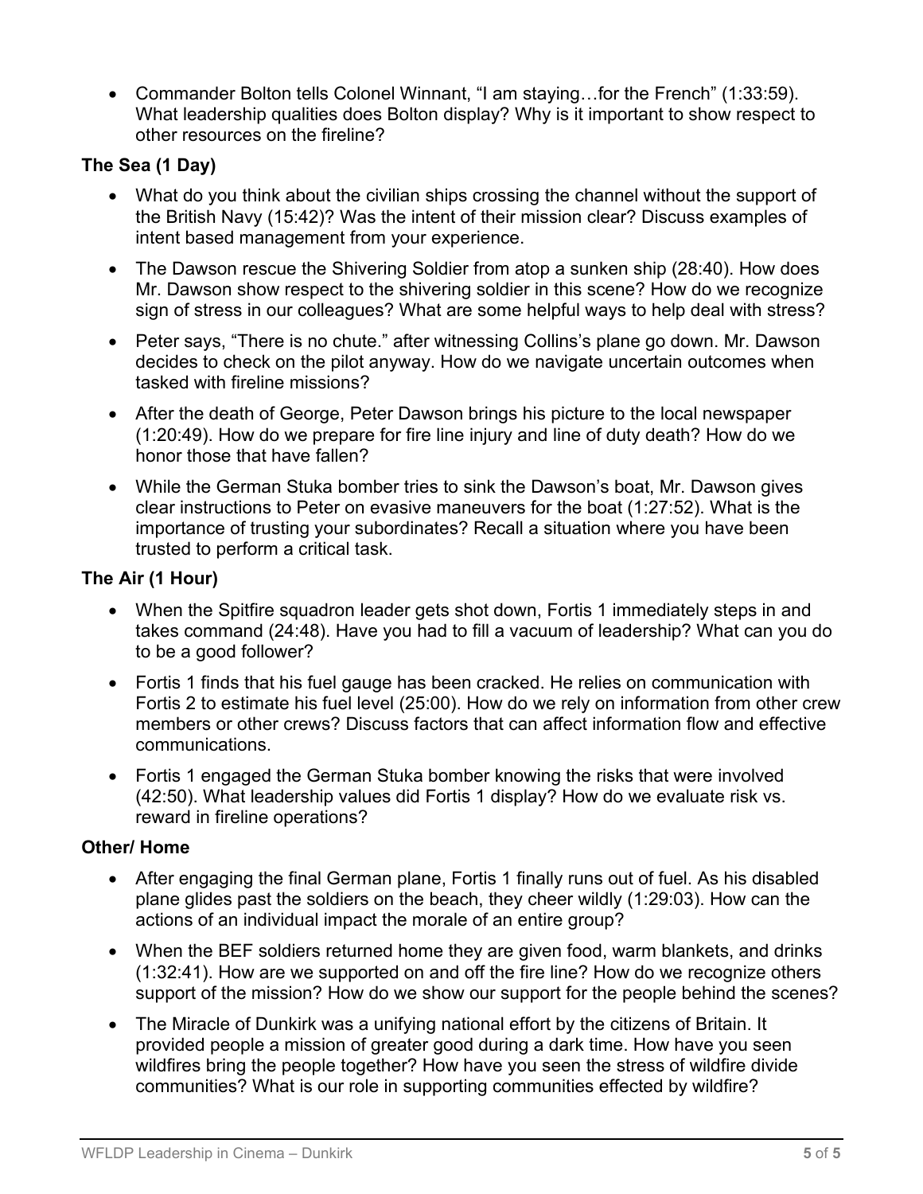- Commander Bolton tells Colonel Winnant, "I am staying…for the French" (1:33:59). What leadership qualities does Bolton display? Why is it important to show respect to other resources on the fireline?

**The Sea (1 Day)**

- What do you think about the civilian ships crossing the channel without the support of the British Navy (15:42)? Was the intent of their mission clear? Discuss examples of intent based management from your experience.
- The Dawson rescue the Shivering Soldier from atop a sunken ship (28:40). How does Mr. Dawson show respect to the shivering soldier in this scene? How do we recognize sign of stress in our colleagues? What are some helpful ways to help deal with stress?
- Peter says, "There is no chute." after witnessing Collins's plane go down. Mr. Dawson decides to check on the pilot anyway. How do we navigate uncertain outcomes when tasked with fireline missions?
- After the death of George, Peter Dawson brings his picture to the local newspaper (1:20:49). How do we prepare for fire line injury and line of duty death? How do we honor those that have fallen?
- While the German Stuka bomber tries to sink the Dawson's boat, Mr. Dawson gives clear instructions to Peter on evasive maneuvers for the boat (1:27:52). What is the importance of trusting your subordinates? Recall a situation where you have been trusted to perform a critical task.

**The Air (1 Hour)**

- When the Spitfire squadron leader gets shot down, Fortis 1 immediately steps in and takes command (24:48). Have you had to fill a vacuum of leadership? What can you do to be a good follower?
- Fortis 1 finds that his fuel gauge has been cracked. He relies on communication with Fortis 2 to estimate his fuel level (25:00). How do we rely on information from other crew members or other crews? Discuss factors that can affect information flow and effective communications.
- Fortis 1 engaged the German Stuka bomber knowing the risks that were involved (42:50). What leadership values did Fortis 1 display? How do we evaluate risk vs. reward in fireline operations?

**Other/ Home**

- After engaging the final German plane, Fortis 1 finally runs out of fuel. As his disabled plane glides past the soldiers on the beach, they cheer wildly (1:29:03). How can the actions of an individual impact the morale of an entire group?
- When the BEF soldiers returned home they are given food, warm blankets, and drinks (1:32:41). How are we supported on and off the fire line? How do we recognize others support of the mission? How do we show our support for the people behind the scenes?
- The Miracle of Dunkirk was a unifying national effort by the citizens of Britain. It provided people a mission of greater good during a dark time. How have you seen wildfires bring the people together? How have you seen the stress of wildfire divide communities? What is our role in supporting communities effected by wildfire?